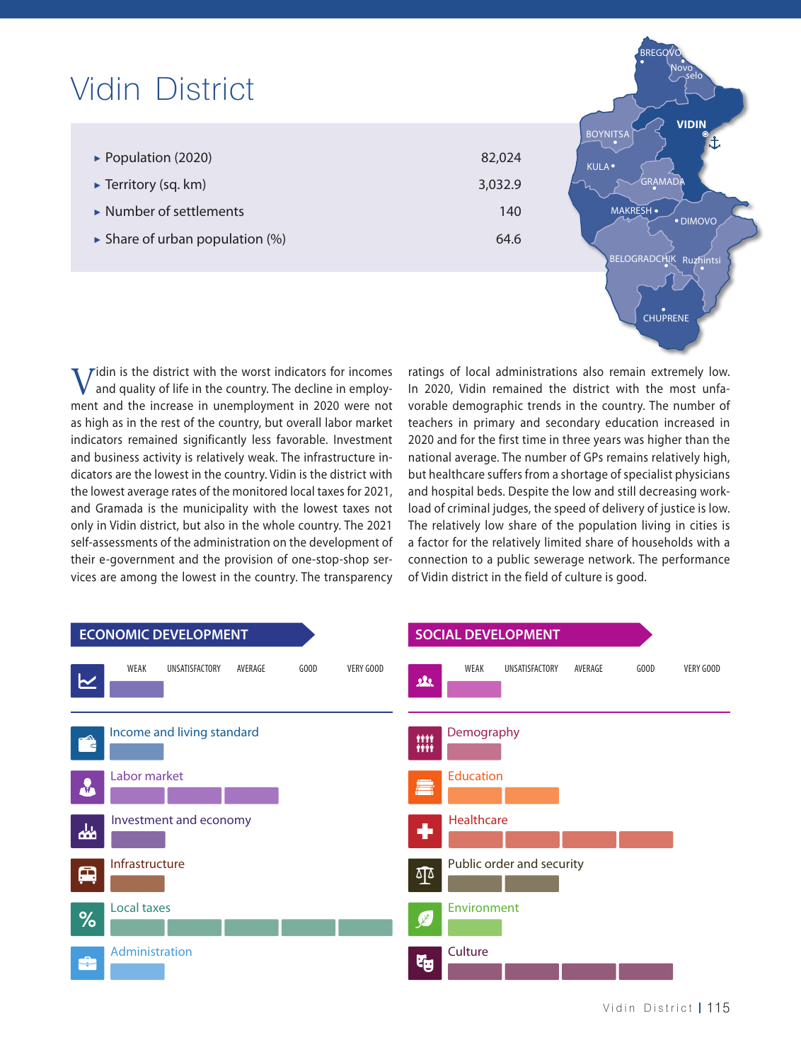# Vidin District

| | |
|---|---|
| ▸ Population (2020) | 82,024 |
| ▸ Territory (sq. km) | 3,032.9 |
| ▸ Number of settlements | 140 |
| ▸ Share of urban population (%) | 64.6 |

Vidin is the district with the worst indicators for incomes and quality of life in the country. The decline in employment and the increase in unemployment in 2020 were not as high as in the rest of the country, but overall labor market indicators remained significantly less favorable. Investment and business activity is relatively weak. The infrastructure indicators are the lowest in the country. Vidin is the district with the lowest average rates of the monitored local taxes for 2021, and Gramada is the municipality with the lowest taxes not only in Vidin district, but also in the whole country. The 2021 self-assessments of the administration on the development of their e-government and the provision of one-stop-shop services are among the lowest in the country. The transparency ratings of local administrations also remain extremely low. In 2020, Vidin remained the district with the most unfavorable demographic trends in the country. The number of teachers in primary and secondary education increased in 2020 and for the first time in three years was higher than the national average. The number of GPs remains relatively high, but healthcare suffers from a shortage of specialist physicians and hospital beds. Despite the low and still decreasing workload of criminal judges, the speed of delivery of justice is low. The relatively low share of the population living in cities is a factor for the relatively limited share of households with a connection to a public sewerage network. The performance of Vidin district in the field of culture is good.

## ECONOMIC DEVELOPMENT

| Category | Rating |
|---|---|
| Overall | Weak |
| Income and living standard | Weak |
| Labor market | Average |
| Investment and economy | Weak |
| Infrastructure | Weak |
| Local taxes | Very good |
| Administration | Weak |

## SOCIAL DEVELOPMENT

| Category | Rating |
|---|---|
| Overall | Weak |
| Demography | Weak |
| Education | Unsatisfactory |
| Healthcare | Good |
| Public order and security | Unsatisfactory |
| Environment | Weak |
| Culture | Good |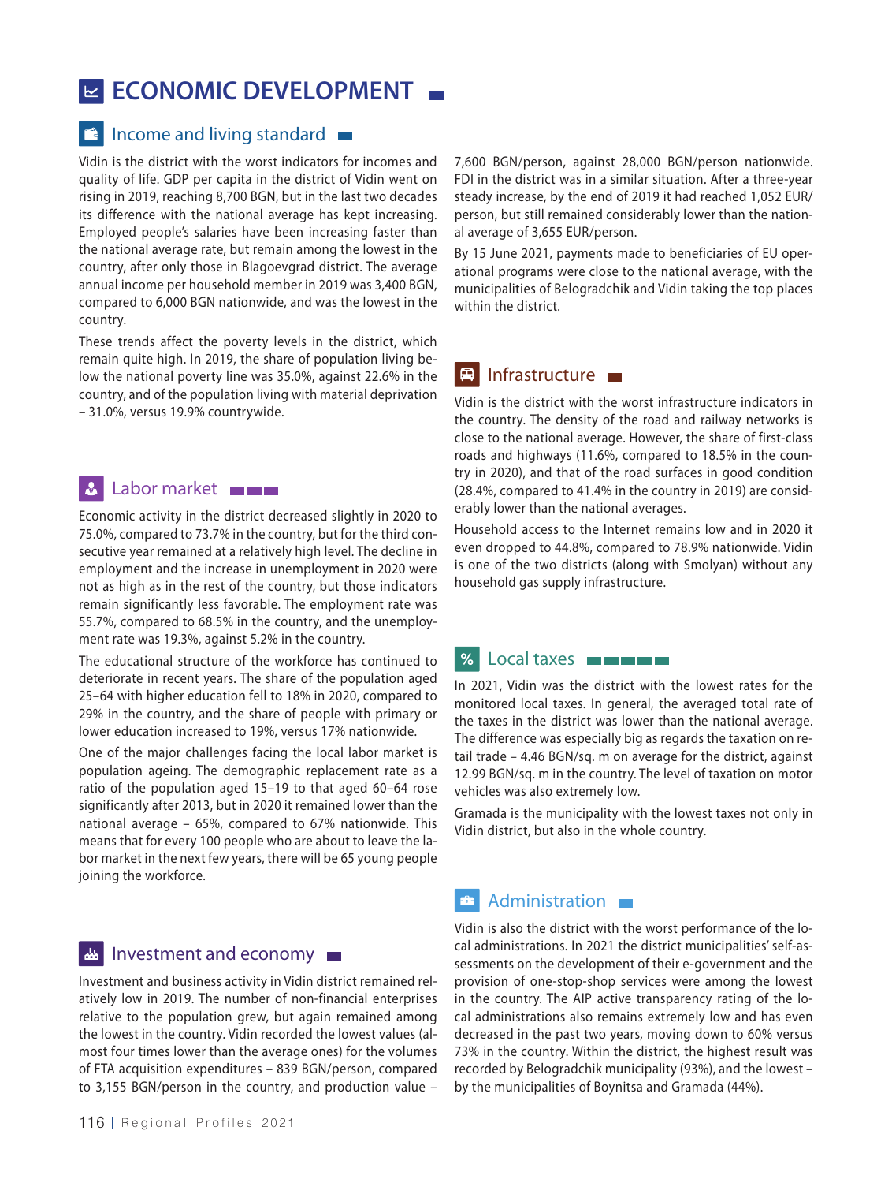# ECONOMIC DEVELOPMENT

## Income and living standard

Vidin is the district with the worst indicators for incomes and quality of life. GDP per capita in the district of Vidin went on rising in 2019, reaching 8,700 BGN, but in the last two decades its difference with the national average has kept increasing. Employed people's salaries have been increasing faster than the national average rate, but remain among the lowest in the country, after only those in Blagoevgrad district. The average annual income per household member in 2019 was 3,400 BGN, compared to 6,000 BGN nationwide, and was the lowest in the country.

These trends affect the poverty levels in the district, which remain quite high. In 2019, the share of population living below the national poverty line was 35.0%, against 22.6% in the country, and of the population living with material deprivation – 31.0%, versus 19.9% countrywide.

## Labor market

Economic activity in the district decreased slightly in 2020 to 75.0%, compared to 73.7% in the country, but for the third consecutive year remained at a relatively high level. The decline in employment and the increase in unemployment in 2020 were not as high as in the rest of the country, but those indicators remain significantly less favorable. The employment rate was 55.7%, compared to 68.5% in the country, and the unemployment rate was 19.3%, against 5.2% in the country.

The educational structure of the workforce has continued to deteriorate in recent years. The share of the population aged 25–64 with higher education fell to 18% in 2020, compared to 29% in the country, and the share of people with primary or lower education increased to 19%, versus 17% nationwide.

One of the major challenges facing the local labor market is population ageing. The demographic replacement rate as a ratio of the population aged 15–19 to that aged 60–64 rose significantly after 2013, but in 2020 it remained lower than the national average – 65%, compared to 67% nationwide. This means that for every 100 people who are about to leave the labor market in the next few years, there will be 65 young people joining the workforce.

## Investment and economy

Investment and business activity in Vidin district remained relatively low in 2019. The number of non-financial enterprises relative to the population grew, but again remained among the lowest in the country. Vidin recorded the lowest values (almost four times lower than the average ones) for the volumes of FTA acquisition expenditures – 839 BGN/person, compared to 3,155 BGN/person in the country, and production value – 7,600 BGN/person, against 28,000 BGN/person nationwide. FDI in the district was in a similar situation. After a three-year steady increase, by the end of 2019 it had reached 1,052 EUR/person, but still remained considerably lower than the national average of 3,655 EUR/person.

By 15 June 2021, payments made to beneficiaries of EU operational programs were close to the national average, with the municipalities of Belogradchik and Vidin taking the top places within the district.

## Infrastructure

Vidin is the district with the worst infrastructure indicators in the country. The density of the road and railway networks is close to the national average. However, the share of first-class roads and highways (11.6%, compared to 18.5% in the country in 2020), and that of the road surfaces in good condition (28.4%, compared to 41.4% in the country in 2019) are considerably lower than the national averages.

Household access to the Internet remains low and in 2020 it even dropped to 44.8%, compared to 78.9% nationwide. Vidin is one of the two districts (along with Smolyan) without any household gas supply infrastructure.

## Local taxes

In 2021, Vidin was the district with the lowest rates for the monitored local taxes. In general, the averaged total rate of the taxes in the district was lower than the national average. The difference was especially big as regards the taxation on retail trade – 4.46 BGN/sq. m on average for the district, against 12.99 BGN/sq. m in the country. The level of taxation on motor vehicles was also extremely low.

Gramada is the municipality with the lowest taxes not only in Vidin district, but also in the whole country.

## Administration

Vidin is also the district with the worst performance of the local administrations. In 2021 the district municipalities' self-assessments on the development of their e-government and the provision of one-stop-shop services were among the lowest in the country. The AIP active transparency rating of the local administrations also remains extremely low and has even decreased in the past two years, moving down to 60% versus 73% in the country. Within the district, the highest result was recorded by Belogradchik municipality (93%), and the lowest – by the municipalities of Boynitsa and Gramada (44%).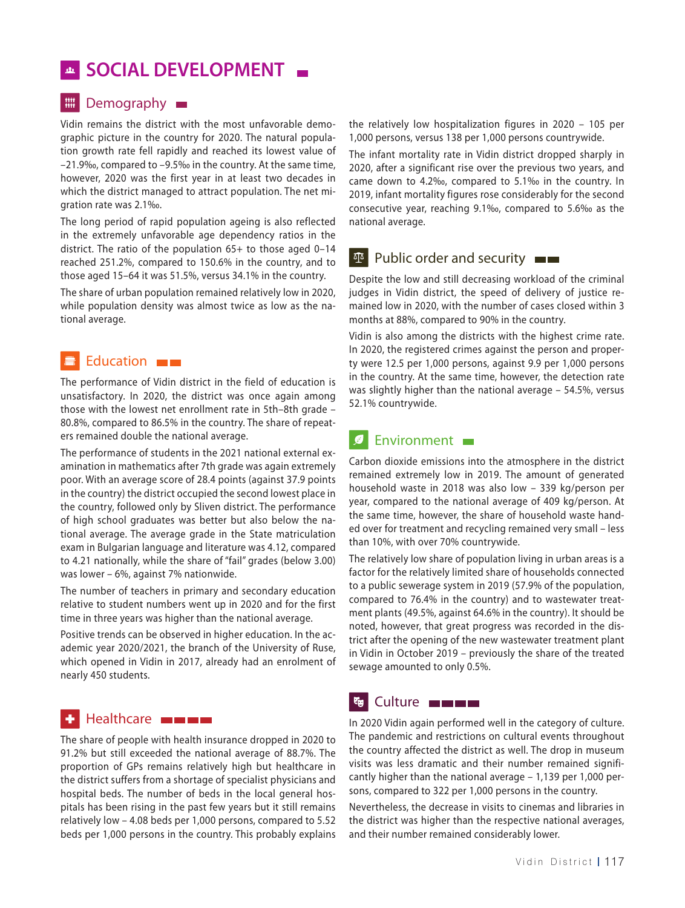# SOCIAL DEVELOPMENT

## Demography

Vidin remains the district with the most unfavorable demographic picture in the country for 2020. The natural population growth rate fell rapidly and reached its lowest value of –21.9‰, compared to –9.5‰ in the country. At the same time, however, 2020 was the first year in at least two decades in which the district managed to attract population. The net migration rate was 2.1‰.

The long period of rapid population ageing is also reflected in the extremely unfavorable age dependency ratios in the district. The ratio of the population 65+ to those aged 0–14 reached 251.2%, compared to 150.6% in the country, and to those aged 15–64 it was 51.5%, versus 34.1% in the country.

The share of urban population remained relatively low in 2020, while population density was almost twice as low as the national average.

## Education

The performance of Vidin district in the field of education is unsatisfactory. In 2020, the district was once again among those with the lowest net enrollment rate in 5th–8th grade – 80.8%, compared to 86.5% in the country. The share of repeaters remained double the national average.

The performance of students in the 2021 national external examination in mathematics after 7th grade was again extremely poor. With an average score of 28.4 points (against 37.9 points in the country) the district occupied the second lowest place in the country, followed only by Sliven district. The performance of high school graduates was better but also below the national average. The average grade in the State matriculation exam in Bulgarian language and literature was 4.12, compared to 4.21 nationally, while the share of "fail" grades (below 3.00) was lower – 6%, against 7% nationwide.

The number of teachers in primary and secondary education relative to student numbers went up in 2020 and for the first time in three years was higher than the national average.

Positive trends can be observed in higher education. In the academic year 2020/2021, the branch of the University of Ruse, which opened in Vidin in 2017, already had an enrolment of nearly 450 students.

## Healthcare

The share of people with health insurance dropped in 2020 to 91.2% but still exceeded the national average of 88.7%. The proportion of GPs remains relatively high but healthcare in the district suffers from a shortage of specialist physicians and hospital beds. The number of beds in the local general hospitals has been rising in the past few years but it still remains relatively low – 4.08 beds per 1,000 persons, compared to 5.52 beds per 1,000 persons in the country. This probably explains the relatively low hospitalization figures in 2020 – 105 per 1,000 persons, versus 138 per 1,000 persons countrywide.

The infant mortality rate in Vidin district dropped sharply in 2020, after a significant rise over the previous two years, and came down to 4.2‰, compared to 5.1‰ in the country. In 2019, infant mortality figures rose considerably for the second consecutive year, reaching 9.1‰, compared to 5.6‰ as the national average.

## Public order and security

Despite the low and still decreasing workload of the criminal judges in Vidin district, the speed of delivery of justice remained low in 2020, with the number of cases closed within 3 months at 88%, compared to 90% in the country.

Vidin is also among the districts with the highest crime rate. In 2020, the registered crimes against the person and property were 12.5 per 1,000 persons, against 9.9 per 1,000 persons in the country. At the same time, however, the detection rate was slightly higher than the national average – 54.5%, versus 52.1% countrywide.

## Environment

Carbon dioxide emissions into the atmosphere in the district remained extremely low in 2019. The amount of generated household waste in 2018 was also low – 339 kg/person per year, compared to the national average of 409 kg/person. At the same time, however, the share of household waste handed over for treatment and recycling remained very small – less than 10%, with over 70% countrywide.

The relatively low share of population living in urban areas is a factor for the relatively limited share of households connected to a public sewerage system in 2019 (57.9% of the population, compared to 76.4% in the country) and to wastewater treatment plants (49.5%, against 64.6% in the country). It should be noted, however, that great progress was recorded in the district after the opening of the new wastewater treatment plant in Vidin in October 2019 – previously the share of the treated sewage amounted to only 0.5%.

## Culture

In 2020 Vidin again performed well in the category of culture. The pandemic and restrictions on cultural events throughout the country affected the district as well. The drop in museum visits was less dramatic and their number remained significantly higher than the national average – 1,139 per 1,000 persons, compared to 322 per 1,000 persons in the country.

Nevertheless, the decrease in visits to cinemas and libraries in the district was higher than the respective national averages, and their number remained considerably lower.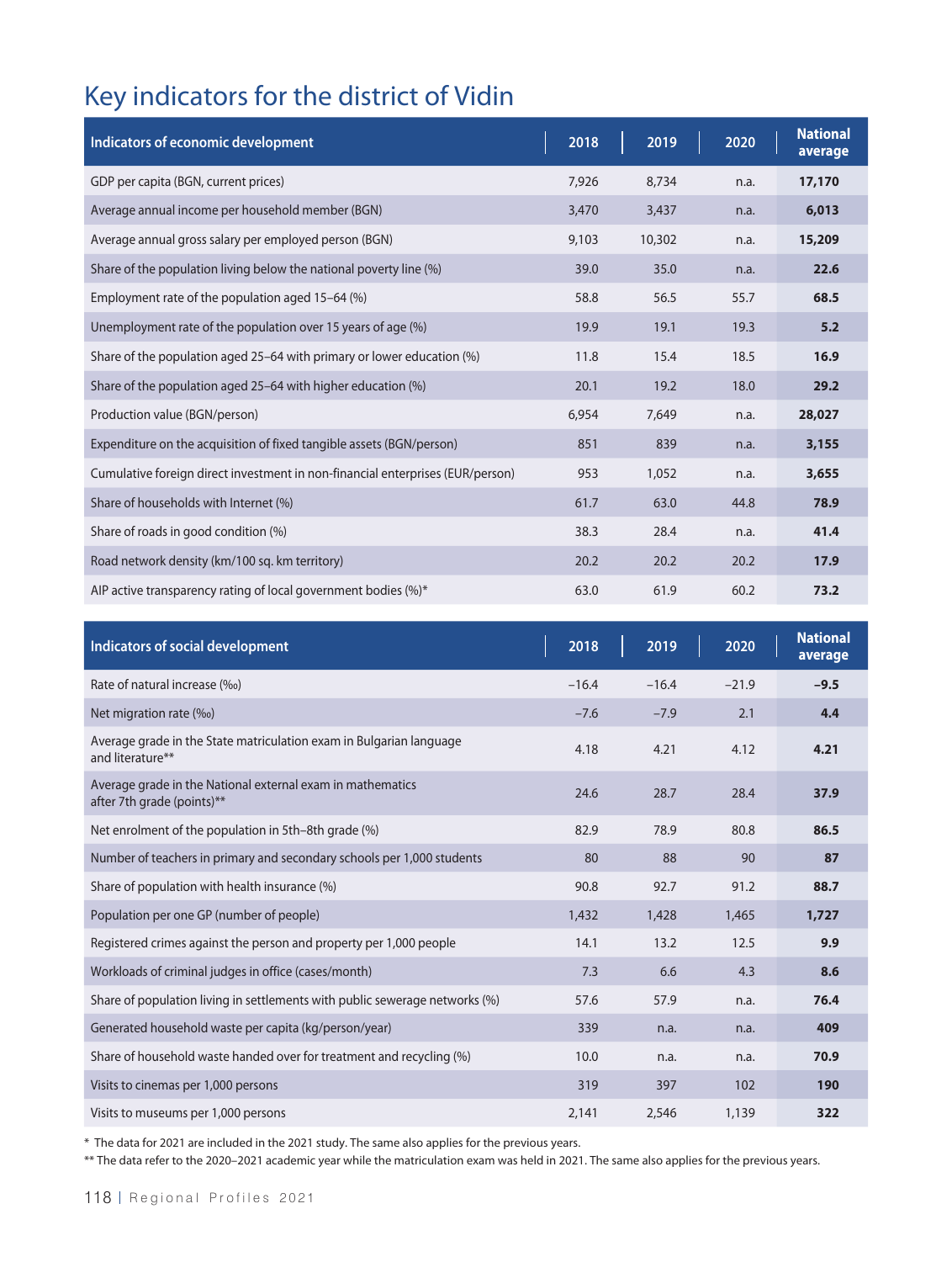# Key indicators for the district of Vidin

| Indicators of economic development | 2018 | 2019 | 2020 | National average |
|---|---|---|---|---|
| GDP per capita (BGN, current prices) | 7,926 | 8,734 | n.a. | **17,170** |
| Average annual income per household member (BGN) | 3,470 | 3,437 | n.a. | **6,013** |
| Average annual gross salary per employed person (BGN) | 9,103 | 10,302 | n.a. | **15,209** |
| Share of the population living below the national poverty line (%) | 39.0 | 35.0 | n.a. | **22.6** |
| Employment rate of the population aged 15–64 (%) | 58.8 | 56.5 | 55.7 | **68.5** |
| Unemployment rate of the population over 15 years of age (%) | 19.9 | 19.1 | 19.3 | **5.2** |
| Share of the population aged 25–64 with primary or lower education (%) | 11.8 | 15.4 | 18.5 | **16.9** |
| Share of the population aged 25–64 with higher education (%) | 20.1 | 19.2 | 18.0 | **29.2** |
| Production value (BGN/person) | 6,954 | 7,649 | n.a. | **28,027** |
| Expenditure on the acquisition of fixed tangible assets (BGN/person) | 851 | 839 | n.a. | **3,155** |
| Cumulative foreign direct investment in non-financial enterprises (EUR/person) | 953 | 1,052 | n.a. | **3,655** |
| Share of households with Internet (%) | 61.7 | 63.0 | 44.8 | **78.9** |
| Share of roads in good condition (%) | 38.3 | 28.4 | n.a. | **41.4** |
| Road network density (km/100 sq. km territory) | 20.2 | 20.2 | 20.2 | **17.9** |
| AIP active transparency rating of local government bodies (%)* | 63.0 | 61.9 | 60.2 | **73.2** |

| Indicators of social development | 2018 | 2019 | 2020 | National average |
|---|---|---|---|---|
| Rate of natural increase (‰) | −16.4 | −16.4 | −21.9 | **−9.5** |
| Net migration rate (‰) | −7.6 | −7.9 | 2.1 | **4.4** |
| Average grade in the State matriculation exam in Bulgarian language and literature** | 4.18 | 4.21 | 4.12 | **4.21** |
| Average grade in the National external exam in mathematics after 7th grade (points)** | 24.6 | 28.7 | 28.4 | **37.9** |
| Net enrolment of the population in 5th–8th grade (%) | 82.9 | 78.9 | 80.8 | **86.5** |
| Number of teachers in primary and secondary schools per 1,000 students | 80 | 88 | 90 | **87** |
| Share of population with health insurance (%) | 90.8 | 92.7 | 91.2 | **88.7** |
| Population per one GP (number of people) | 1,432 | 1,428 | 1,465 | **1,727** |
| Registered crimes against the person and property per 1,000 people | 14.1 | 13.2 | 12.5 | **9.9** |
| Workloads of criminal judges in office (cases/month) | 7.3 | 6.6 | 4.3 | **8.6** |
| Share of population living in settlements with public sewerage networks (%) | 57.6 | 57.9 | n.a. | **76.4** |
| Generated household waste per capita (kg/person/year) | 339 | n.a. | n.a. | **409** |
| Share of household waste handed over for treatment and recycling (%) | 10.0 | n.a. | n.a. | **70.9** |
| Visits to cinemas per 1,000 persons | 319 | 397 | 102 | **190** |
| Visits to museums per 1,000 persons | 2,141 | 2,546 | 1,139 | **322** |

\* The data for 2021 are included in the 2021 study. The same also applies for the previous years.

** The data refer to the 2020–2021 academic year while the matriculation exam was held in 2021. The same also applies for the previous years.